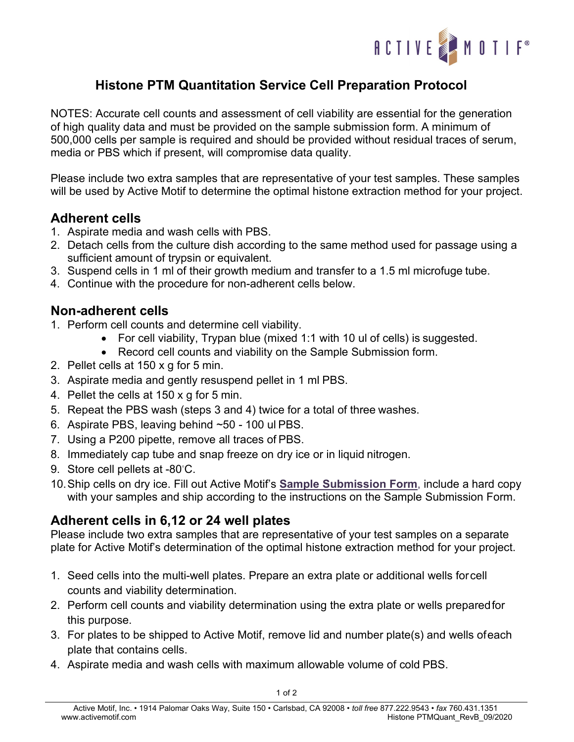# Histone PTM Quantitation Service Cell Preparation Protocol

NOTES: Accurate cell counts and assessment of cell viability are essential for the generation of high quality data and must be provided on the sample submission form. A minimum of 500,000 cells per sample is required and should be provided without residual traces of serum, media or PBS which if present, will compromise data quality.

Please include two extra samples that are representative of your test samples. These samples will be used by Active Motif to determine the optimal histone extraction method for your project.

## Adherent cells

1. Aspirate media and wash cells with PBS.
2. Detach cells from the culture dish according to the same method used for passage using a sufficient amount of trypsin or equivalent.
3. Suspend cells in 1 ml of their growth medium and transfer to a 1.5 ml microfuge tube.
4. Continue with the procedure for non-adherent cells below.

## Non-adherent cells

1. Perform cell counts and determine cell viability.
   - For cell viability, Trypan blue (mixed 1:1 with 10 ul of cells) is suggested.
   - Record cell counts and viability on the Sample Submission form.
2. Pellet cells at 150 x g for 5 min.
3. Aspirate media and gently resuspend pellet in 1 ml PBS.
4. Pellet the cells at 150 x g for 5 min.
5. Repeat the PBS wash (steps 3 and 4) twice for a total of three washes.
6. Aspirate PBS, leaving behind ~50 - 100 ul PBS.
7. Using a P200 pipette, remove all traces of PBS.
8. Immediately cap tube and snap freeze on dry ice or in liquid nitrogen.
9. Store cell pellets at -80°C.
10. Ship cells on dry ice. Fill out Active Motif's **Sample Submission Form**, include a hard copy with your samples and ship according to the instructions on the Sample Submission Form.

## Adherent cells in 6,12 or 24 well plates

Please include two extra samples that are representative of your test samples on a separate plate for Active Motif's determination of the optimal histone extraction method for your project.

1. Seed cells into the multi-well plates. Prepare an extra plate or additional wells for cell counts and viability determination.
2. Perform cell counts and viability determination using the extra plate or wells prepared for this purpose.
3. For plates to be shipped to Active Motif, remove lid and number plate(s) and wells of each plate that contains cells.
4. Aspirate media and wash cells with maximum allowable volume of cold PBS.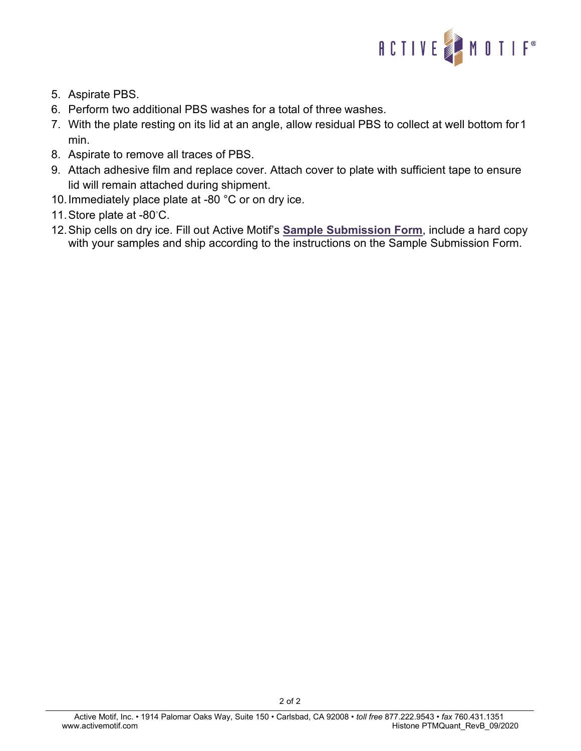5. Aspirate PBS.
6. Perform two additional PBS washes for a total of three washes.
7. With the plate resting on its lid at an angle, allow residual PBS to collect at well bottom for 1 min.
8. Aspirate to remove all traces of PBS.
9. Attach adhesive film and replace cover. Attach cover to plate with sufficient tape to ensure lid will remain attached during shipment.
10. Immediately place plate at -80 °C or on dry ice.
11. Store plate at -80°C.
12. Ship cells on dry ice. Fill out Active Motif's **Sample Submission Form**, include a hard copy with your samples and ship according to the instructions on the Sample Submission Form.